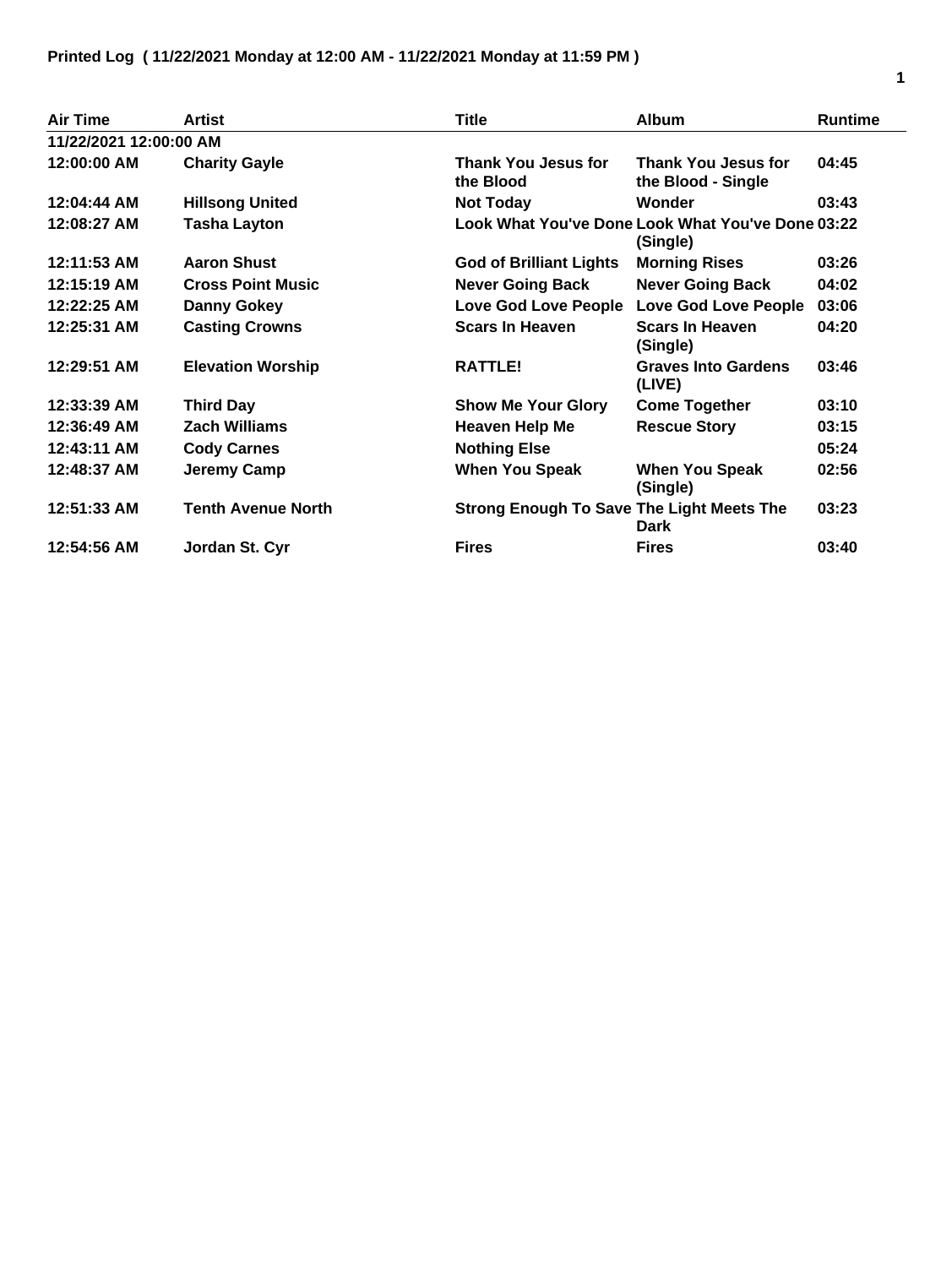**Printed Log ( 11/22/2021 Monday at 12:00 AM - 11/22/2021 Monday at 11:59 PM )**

| Air Time | Artist | Title | Album | Runtime |
|---|---|---|---|---|
| 11/22/2021 12:00:00 AM | | | | |
| 12:00:00 AM | Charity Gayle | Thank You Jesus for the Blood | Thank You Jesus for the Blood - Single | 04:45 |
| 12:04:44 AM | Hillsong United | Not Today | Wonder | 03:43 |
| 12:08:27 AM | Tasha Layton | Look What You've Done | Look What You've Done (Single) | 03:22 |
| 12:11:53 AM | Aaron Shust | God of Brilliant Lights | Morning Rises | 03:26 |
| 12:15:19 AM | Cross Point Music | Never Going Back | Never Going Back | 04:02 |
| 12:22:25 AM | Danny Gokey | Love God Love People | Love God Love People | 03:06 |
| 12:25:31 AM | Casting Crowns | Scars In Heaven | Scars In Heaven (Single) | 04:20 |
| 12:29:51 AM | Elevation Worship | RATTLE! | Graves Into Gardens (LIVE) | 03:46 |
| 12:33:39 AM | Third Day | Show Me Your Glory | Come Together | 03:10 |
| 12:36:49 AM | Zach Williams | Heaven Help Me | Rescue Story | 03:15 |
| 12:43:11 AM | Cody Carnes | Nothing Else | | 05:24 |
| 12:48:37 AM | Jeremy Camp | When You Speak | When You Speak (Single) | 02:56 |
| 12:51:33 AM | Tenth Avenue North | Strong Enough To Save | The Light Meets The Dark | 03:23 |
| 12:54:56 AM | Jordan St. Cyr | Fires | Fires | 03:40 |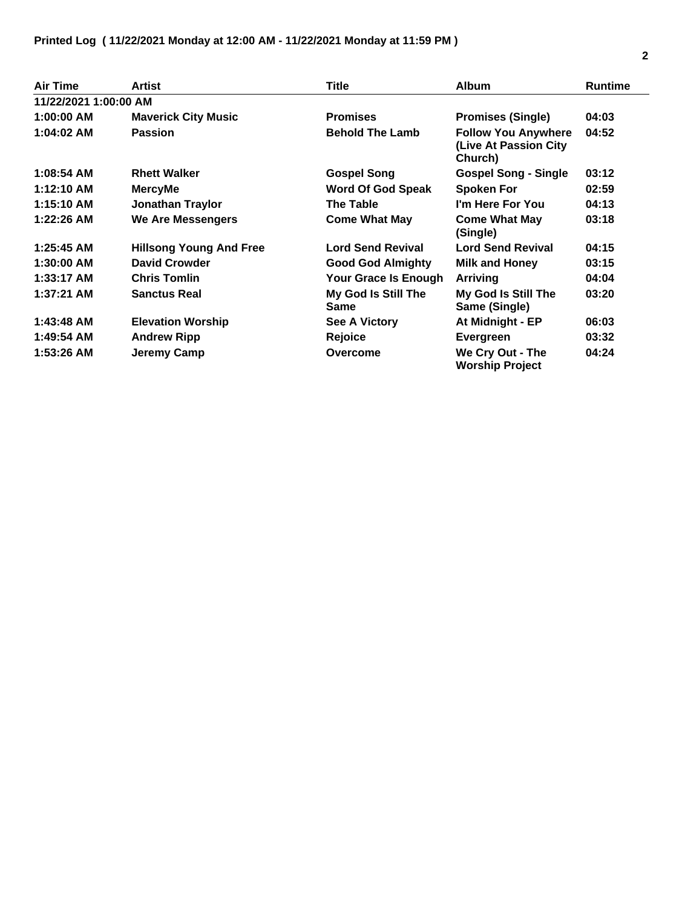**Printed Log ( 11/22/2021 Monday at 12:00 AM - 11/22/2021 Monday at 11:59 PM )**

| Air Time | Artist | Title | Album | Runtime |
|---|---|---|---|---|
| 11/22/2021 1:00:00 AM | | | | |
| 1:00:00 AM | Maverick City Music | Promises | Promises (Single) | 04:03 |
| 1:04:02 AM | Passion | Behold The Lamb | Follow You Anywhere (Live At Passion City Church) | 04:52 |
| 1:08:54 AM | Rhett Walker | Gospel Song | Gospel Song - Single | 03:12 |
| 1:12:10 AM | MercyMe | Word Of God Speak | Spoken For | 02:59 |
| 1:15:10 AM | Jonathan Traylor | The Table | I'm Here For You | 04:13 |
| 1:22:26 AM | We Are Messengers | Come What May | Come What May (Single) | 03:18 |
| 1:25:45 AM | Hillsong Young And Free | Lord Send Revival | Lord Send Revival | 04:15 |
| 1:30:00 AM | David Crowder | Good God Almighty | Milk and Honey | 03:15 |
| 1:33:17 AM | Chris Tomlin | Your Grace Is Enough | Arriving | 04:04 |
| 1:37:21 AM | Sanctus Real | My God Is Still The Same | My God Is Still The Same (Single) | 03:20 |
| 1:43:48 AM | Elevation Worship | See A Victory | At Midnight - EP | 06:03 |
| 1:49:54 AM | Andrew Ripp | Rejoice | Evergreen | 03:32 |
| 1:53:26 AM | Jeremy Camp | Overcome | We Cry Out - The Worship Project | 04:24 |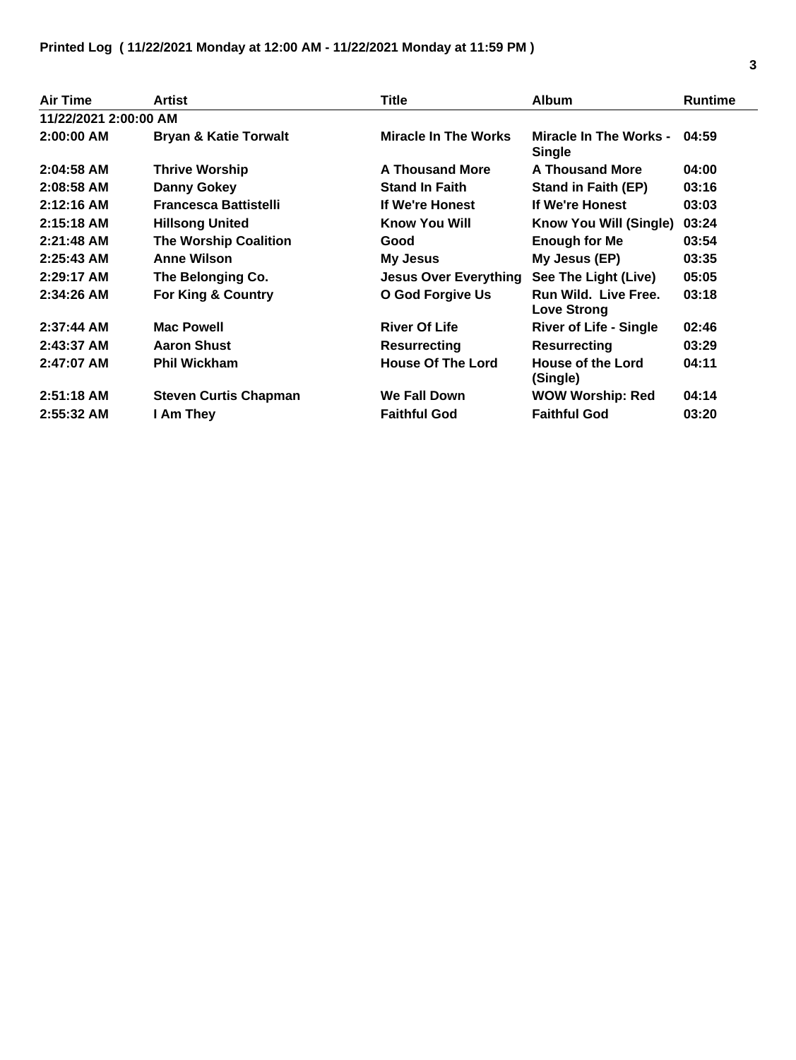**Printed Log ( 11/22/2021 Monday at 12:00 AM - 11/22/2021 Monday at 11:59 PM )**

| Air Time | Artist | Title | Album | Runtime |
|---|---|---|---|---|
| **11/22/2021 2:00:00 AM** | | | | |
| 2:00:00 AM | Bryan & Katie Torwalt | Miracle In The Works | Miracle In The Works - Single | 04:59 |
| 2:04:58 AM | Thrive Worship | A Thousand More | A Thousand More | 04:00 |
| 2:08:58 AM | Danny Gokey | Stand In Faith | Stand in Faith (EP) | 03:16 |
| 2:12:16 AM | Francesca Battistelli | If We're Honest | If We're Honest | 03:03 |
| 2:15:18 AM | Hillsong United | Know You Will | Know You Will (Single) | 03:24 |
| 2:21:48 AM | The Worship Coalition | Good | Enough for Me | 03:54 |
| 2:25:43 AM | Anne Wilson | My Jesus | My Jesus (EP) | 03:35 |
| 2:29:17 AM | The Belonging Co. | Jesus Over Everything | See The Light (Live) | 05:05 |
| 2:34:26 AM | For King & Country | O God Forgive Us | Run Wild. Live Free. Love Strong | 03:18 |
| 2:37:44 AM | Mac Powell | River Of Life | River of Life - Single | 02:46 |
| 2:43:37 AM | Aaron Shust | Resurrecting | Resurrecting | 03:29 |
| 2:47:07 AM | Phil Wickham | House Of The Lord | House of the Lord (Single) | 04:11 |
| 2:51:18 AM | Steven Curtis Chapman | We Fall Down | WOW Worship: Red | 04:14 |
| 2:55:32 AM | I Am They | Faithful God | Faithful God | 03:20 |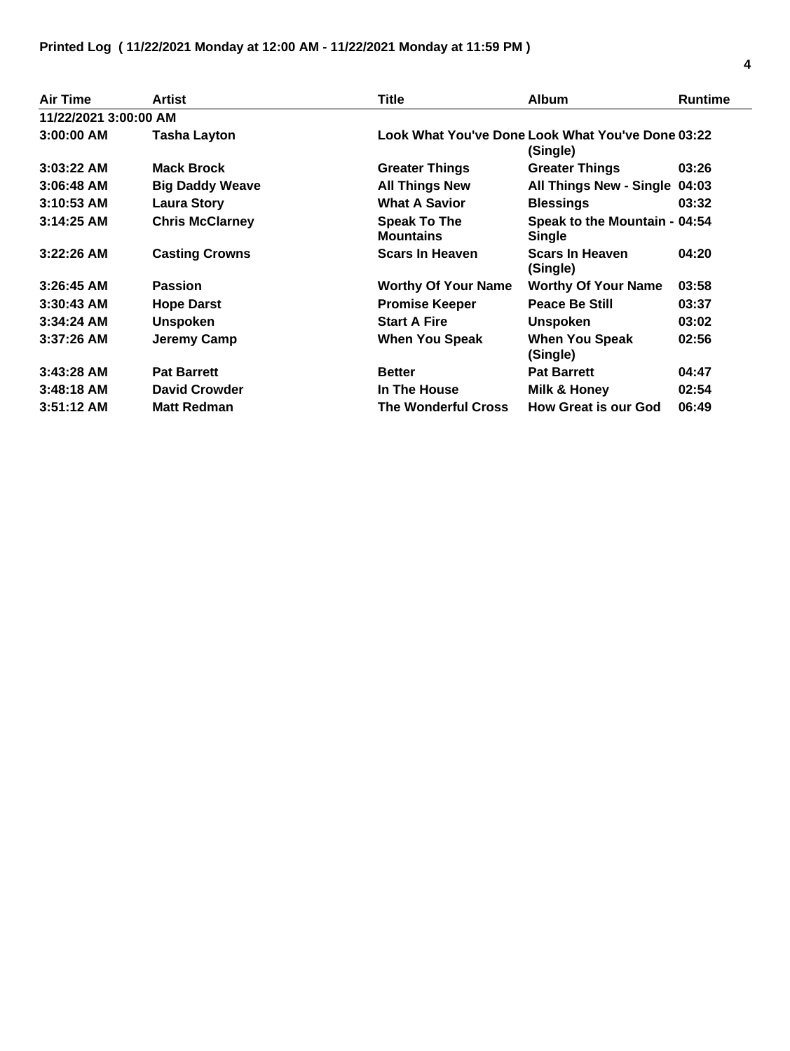**Printed Log ( 11/22/2021 Monday at 12:00 AM - 11/22/2021 Monday at 11:59 PM )**

| Air Time | Artist | Title | Album | Runtime |
|---|---|---|---|---|
| **11/22/2021 3:00:00 AM** | | | | |
| 3:00:00 AM | Tasha Layton | Look What You've Done | Look What You've Done (Single) | 03:22 |
| 3:03:22 AM | Mack Brock | Greater Things | Greater Things | 03:26 |
| 3:06:48 AM | Big Daddy Weave | All Things New | All Things New - Single | 04:03 |
| 3:10:53 AM | Laura Story | What A Savior | Blessings | 03:32 |
| 3:14:25 AM | Chris McClarney | Speak To The Mountains | Speak to the Mountain - Single | 04:54 |
| 3:22:26 AM | Casting Crowns | Scars In Heaven | Scars In Heaven (Single) | 04:20 |
| 3:26:45 AM | Passion | Worthy Of Your Name | Worthy Of Your Name | 03:58 |
| 3:30:43 AM | Hope Darst | Promise Keeper | Peace Be Still | 03:37 |
| 3:34:24 AM | Unspoken | Start A Fire | Unspoken | 03:02 |
| 3:37:26 AM | Jeremy Camp | When You Speak | When You Speak (Single) | 02:56 |
| 3:43:28 AM | Pat Barrett | Better | Pat Barrett | 04:47 |
| 3:48:18 AM | David Crowder | In The House | Milk & Honey | 02:54 |
| 3:51:12 AM | Matt Redman | The Wonderful Cross | How Great is our God | 06:49 |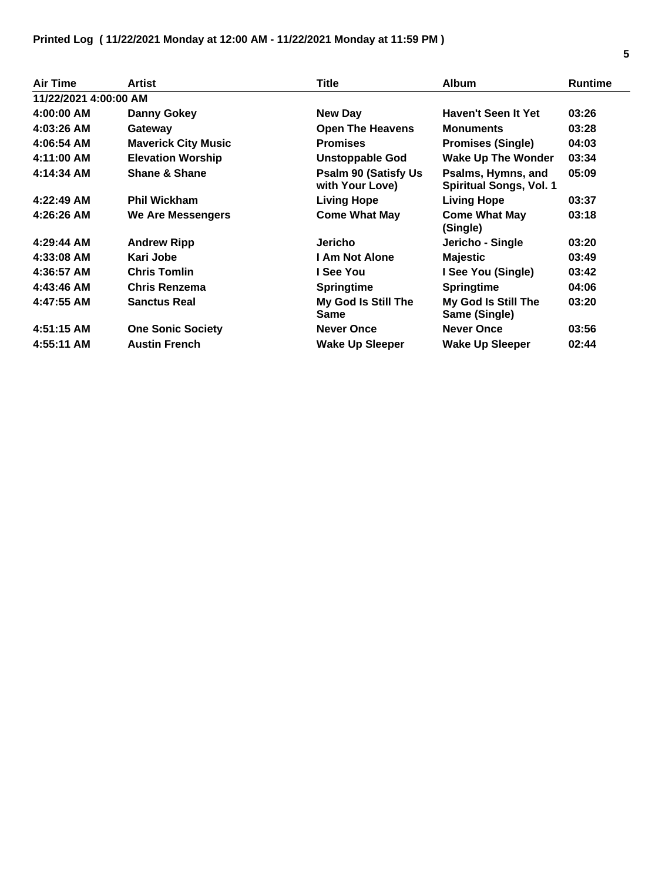**Printed Log ( 11/22/2021 Monday at 12:00 AM - 11/22/2021 Monday at 11:59 PM )**

| Air Time | Artist | Title | Album | Runtime |
|---|---|---|---|---|
| **11/22/2021 4:00:00 AM** | | | | |
| 4:00:00 AM | Danny Gokey | New Day | Haven't Seen It Yet | 03:26 |
| 4:03:26 AM | Gateway | Open The Heavens | Monuments | 03:28 |
| 4:06:54 AM | Maverick City Music | Promises | Promises (Single) | 04:03 |
| 4:11:00 AM | Elevation Worship | Unstoppable God | Wake Up The Wonder | 03:34 |
| 4:14:34 AM | Shane & Shane | Psalm 90 (Satisfy Us with Your Love) | Psalms, Hymns, and Spiritual Songs, Vol. 1 | 05:09 |
| 4:22:49 AM | Phil Wickham | Living Hope | Living Hope | 03:37 |
| 4:26:26 AM | We Are Messengers | Come What May | Come What May (Single) | 03:18 |
| 4:29:44 AM | Andrew Ripp | Jericho | Jericho - Single | 03:20 |
| 4:33:08 AM | Kari Jobe | I Am Not Alone | Majestic | 03:49 |
| 4:36:57 AM | Chris Tomlin | I See You | I See You (Single) | 03:42 |
| 4:43:46 AM | Chris Renzema | Springtime | Springtime | 04:06 |
| 4:47:55 AM | Sanctus Real | My God Is Still The Same | My God Is Still The Same (Single) | 03:20 |
| 4:51:15 AM | One Sonic Society | Never Once | Never Once | 03:56 |
| 4:55:11 AM | Austin French | Wake Up Sleeper | Wake Up Sleeper | 02:44 |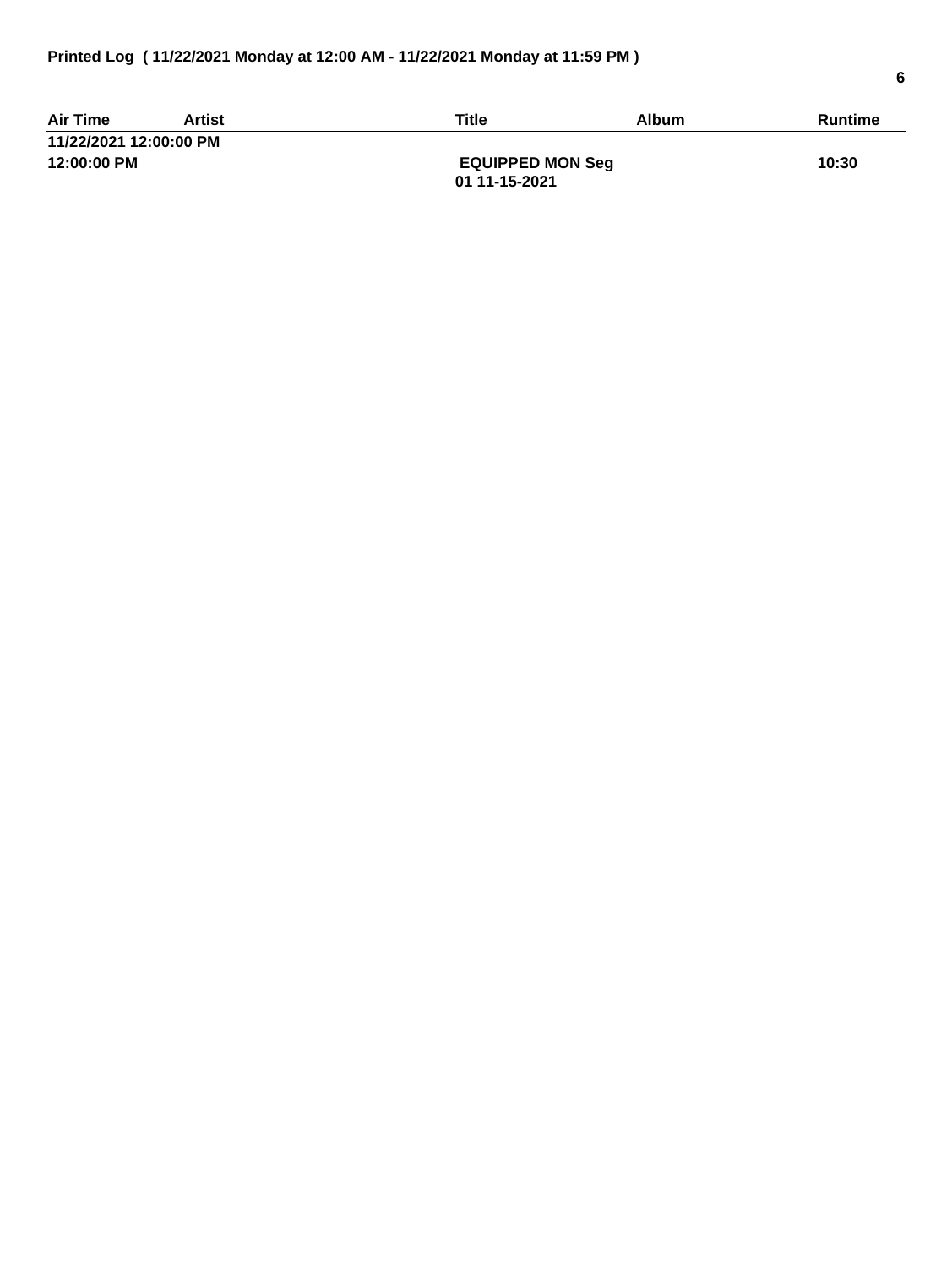**Printed Log ( 11/22/2021 Monday at 12:00 AM - 11/22/2021 Monday at 11:59 PM )**

| Air Time | Artist | Title | Album | Runtime |
|---|---|---|---|---|
| **11/22/2021 12:00:00 PM** | | | | |
| **12:00:00 PM** | | **EQUIPPED MON Seg 01 11-15-2021** | | **10:30** |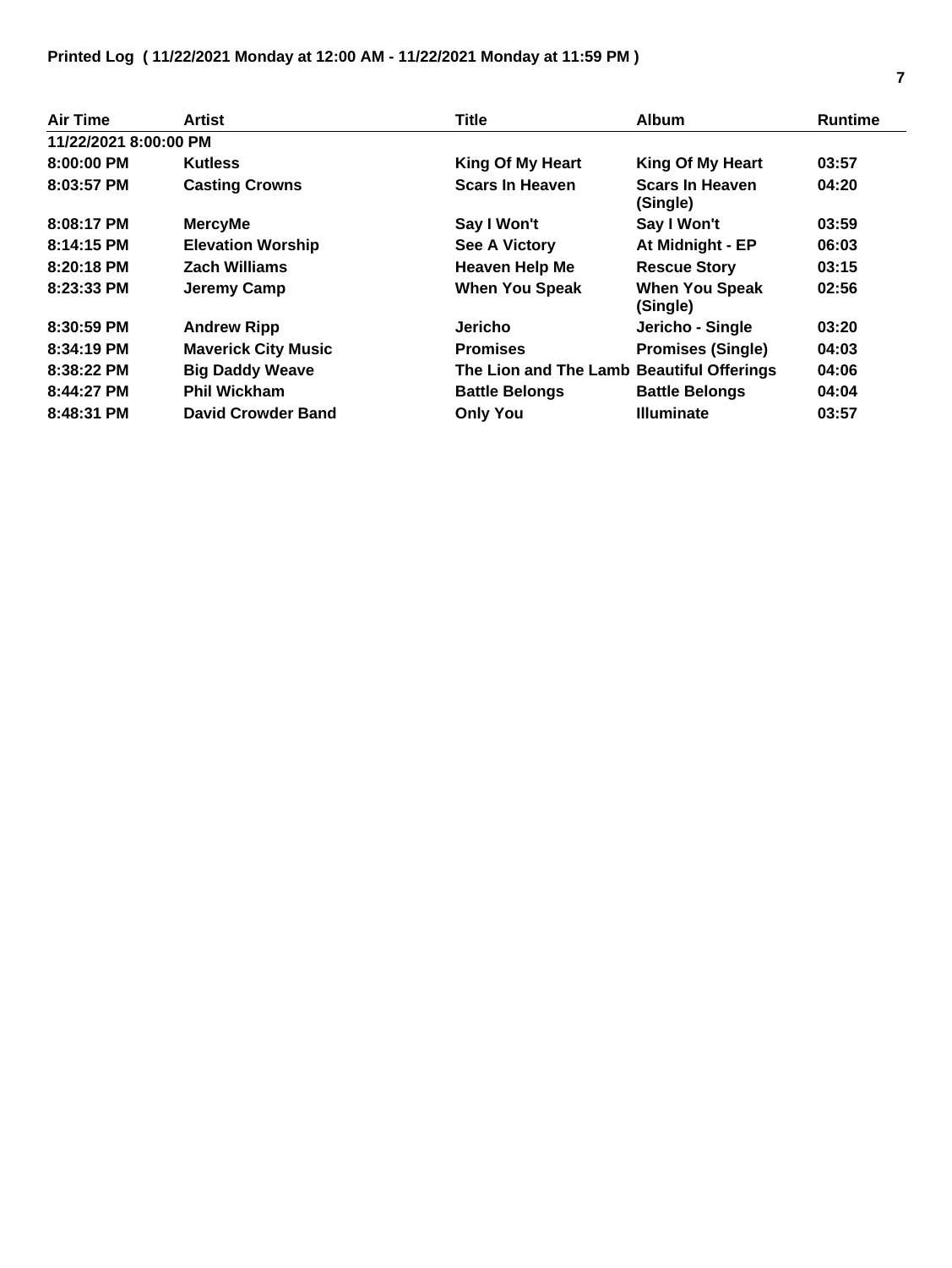**Printed Log ( 11/22/2021 Monday at 12:00 AM - 11/22/2021 Monday at 11:59 PM )**

| Air Time | Artist | Title | Album | Runtime |
|---|---|---|---|---|
| **11/22/2021 8:00:00 PM** | | | | |
| 8:00:00 PM | Kutless | King Of My Heart | King Of My Heart | 03:57 |
| 8:03:57 PM | Casting Crowns | Scars In Heaven | Scars In Heaven (Single) | 04:20 |
| 8:08:17 PM | MercyMe | Say I Won't | Say I Won't | 03:59 |
| 8:14:15 PM | Elevation Worship | See A Victory | At Midnight - EP | 06:03 |
| 8:20:18 PM | Zach Williams | Heaven Help Me | Rescue Story | 03:15 |
| 8:23:33 PM | Jeremy Camp | When You Speak | When You Speak (Single) | 02:56 |
| 8:30:59 PM | Andrew Ripp | Jericho | Jericho - Single | 03:20 |
| 8:34:19 PM | Maverick City Music | Promises | Promises (Single) | 04:03 |
| 8:38:22 PM | Big Daddy Weave | The Lion and The Lamb | Beautiful Offerings | 04:06 |
| 8:44:27 PM | Phil Wickham | Battle Belongs | Battle Belongs | 04:04 |
| 8:48:31 PM | David Crowder Band | Only You | Illuminate | 03:57 |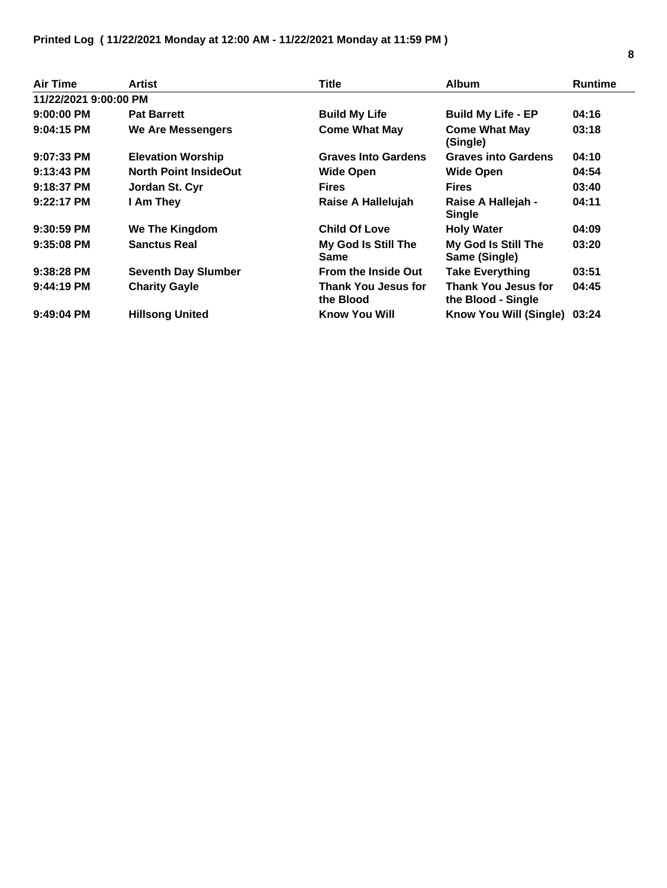**Printed Log ( 11/22/2021 Monday at 12:00 AM - 11/22/2021 Monday at 11:59 PM )**

| Air Time | Artist | Title | Album | Runtime |
|---|---|---|---|---|
| **11/22/2021 9:00:00 PM** | | | | |
| 9:00:00 PM | Pat Barrett | Build My Life | Build My Life - EP | 04:16 |
| 9:04:15 PM | We Are Messengers | Come What May | Come What May (Single) | 03:18 |
| 9:07:33 PM | Elevation Worship | Graves Into Gardens | Graves into Gardens | 04:10 |
| 9:13:43 PM | North Point InsideOut | Wide Open | Wide Open | 04:54 |
| 9:18:37 PM | Jordan St. Cyr | Fires | Fires | 03:40 |
| 9:22:17 PM | I Am They | Raise A Hallelujah | Raise A Hallejah - Single | 04:11 |
| 9:30:59 PM | We The Kingdom | Child Of Love | Holy Water | 04:09 |
| 9:35:08 PM | Sanctus Real | My God Is Still The Same | My God Is Still The Same (Single) | 03:20 |
| 9:38:28 PM | Seventh Day Slumber | From the Inside Out | Take Everything | 03:51 |
| 9:44:19 PM | Charity Gayle | Thank You Jesus for the Blood | Thank You Jesus for the Blood - Single | 04:45 |
| 9:49:04 PM | Hillsong United | Know You Will | Know You Will (Single) | 03:24 |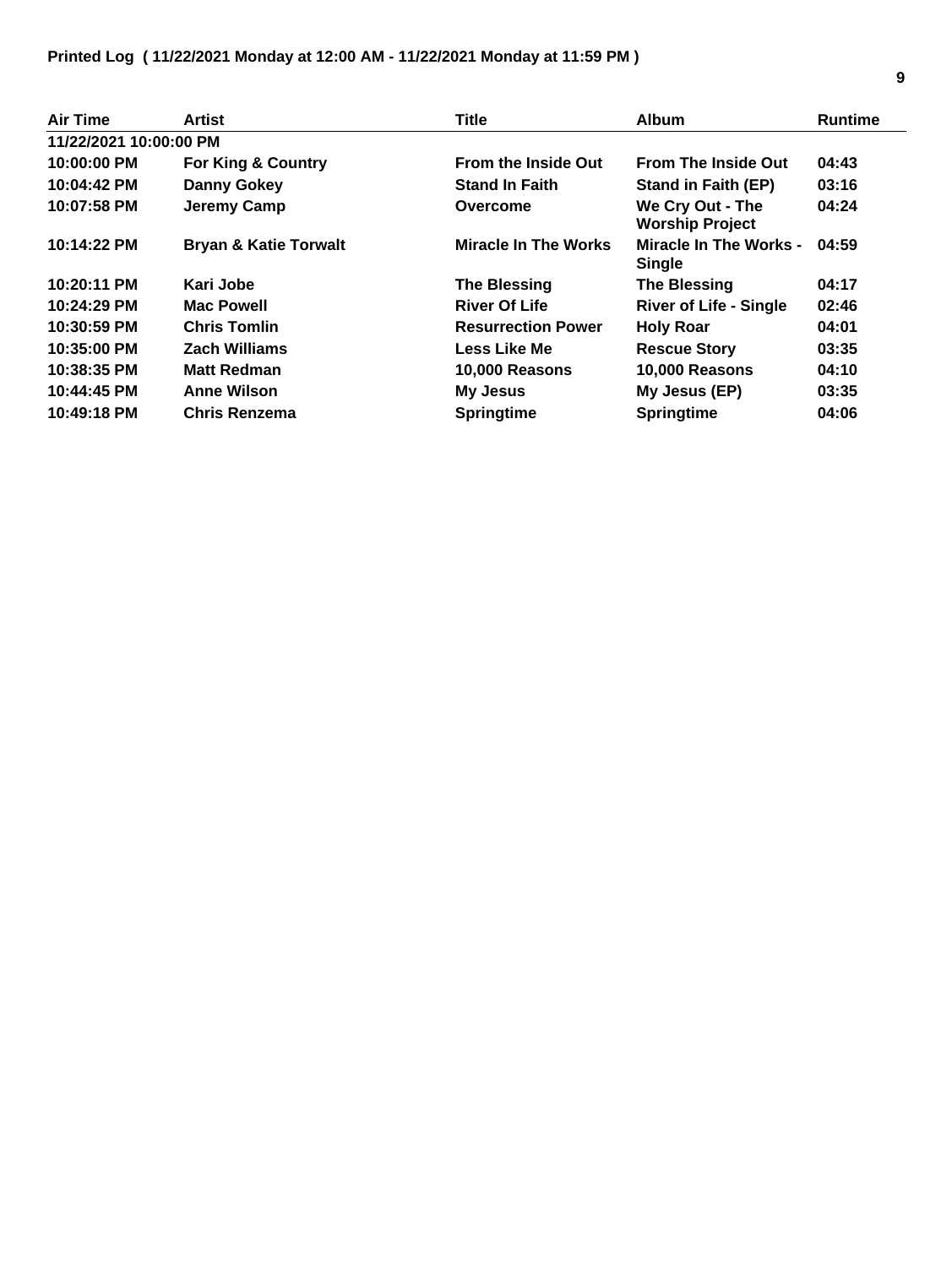**Printed Log ( 11/22/2021 Monday at 12:00 AM - 11/22/2021 Monday at 11:59 PM )**

| Air Time | Artist | Title | Album | Runtime |
| --- | --- | --- | --- | --- |
| **11/22/2021 10:00:00 PM** | | | | |
| 10:00:00 PM | For King & Country | From the Inside Out | From The Inside Out | 04:43 |
| 10:04:42 PM | Danny Gokey | Stand In Faith | Stand in Faith (EP) | 03:16 |
| 10:07:58 PM | Jeremy Camp | Overcome | We Cry Out - The Worship Project | 04:24 |
| 10:14:22 PM | Bryan & Katie Torwalt | Miracle In The Works | Miracle In The Works - Single | 04:59 |
| 10:20:11 PM | Kari Jobe | The Blessing | The Blessing | 04:17 |
| 10:24:29 PM | Mac Powell | River Of Life | River of Life - Single | 02:46 |
| 10:30:59 PM | Chris Tomlin | Resurrection Power | Holy Roar | 04:01 |
| 10:35:00 PM | Zach Williams | Less Like Me | Rescue Story | 03:35 |
| 10:38:35 PM | Matt Redman | 10,000 Reasons | 10,000 Reasons | 04:10 |
| 10:44:45 PM | Anne Wilson | My Jesus | My Jesus (EP) | 03:35 |
| 10:49:18 PM | Chris Renzema | Springtime | Springtime | 04:06 |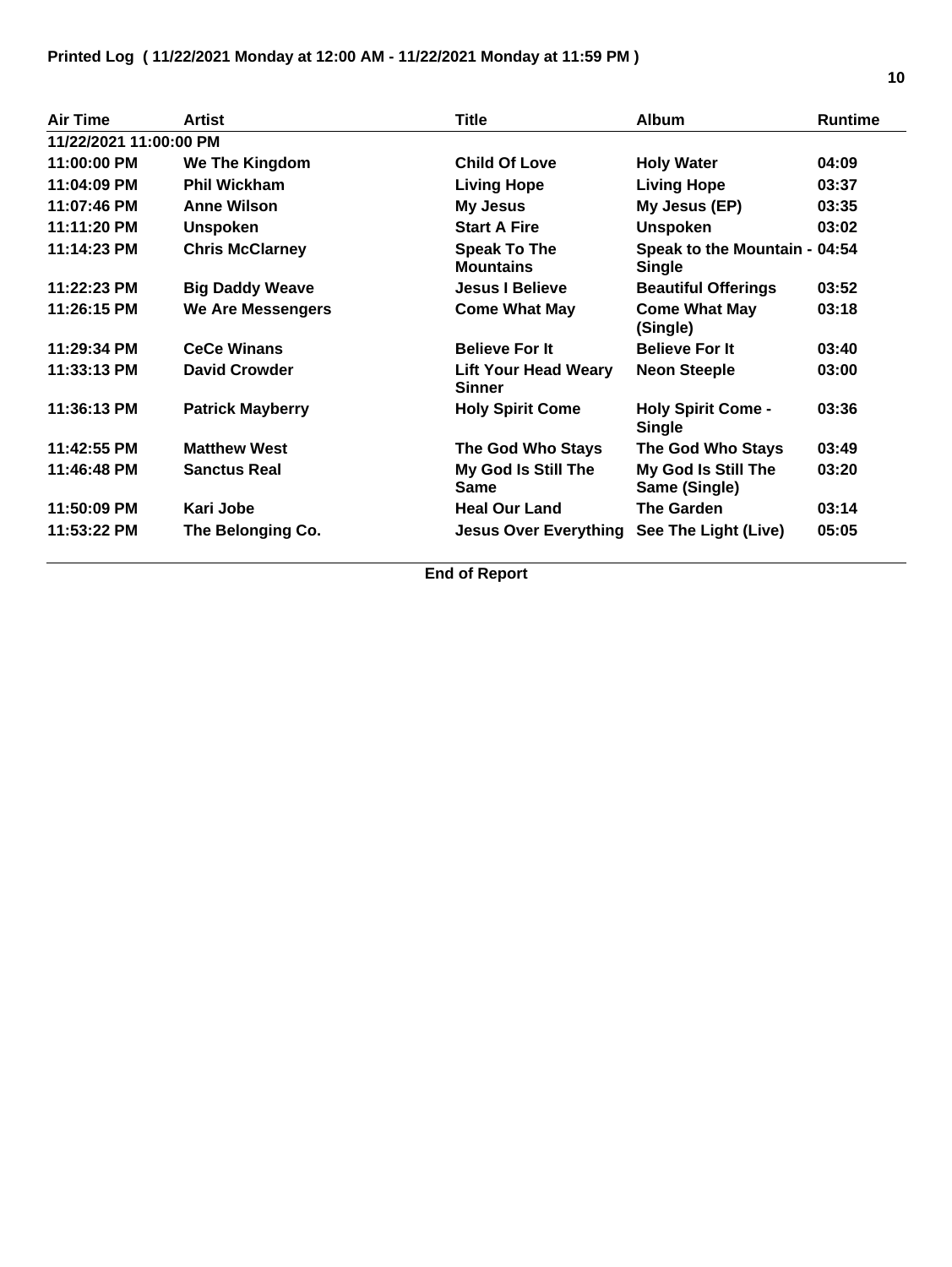**Printed Log ( 11/22/2021 Monday at 12:00 AM - 11/22/2021 Monday at 11:59 PM )**

| Air Time | Artist | Title | Album | Runtime |
|---|---|---|---|---|
| **11/22/2021 11:00:00 PM** | | | | |
| **11:00:00 PM** | **We The Kingdom** | **Child Of Love** | **Holy Water** | **04:09** |
| **11:04:09 PM** | **Phil Wickham** | **Living Hope** | **Living Hope** | **03:37** |
| **11:07:46 PM** | **Anne Wilson** | **My Jesus** | **My Jesus (EP)** | **03:35** |
| **11:11:20 PM** | **Unspoken** | **Start A Fire** | **Unspoken** | **03:02** |
| **11:14:23 PM** | **Chris McClarney** | **Speak To The Mountains** | **Speak to the Mountain - Single** | **04:54** |
| **11:22:23 PM** | **Big Daddy Weave** | **Jesus I Believe** | **Beautiful Offerings** | **03:52** |
| **11:26:15 PM** | **We Are Messengers** | **Come What May** | **Come What May (Single)** | **03:18** |
| **11:29:34 PM** | **CeCe Winans** | **Believe For It** | **Believe For It** | **03:40** |
| **11:33:13 PM** | **David Crowder** | **Lift Your Head Weary Sinner** | **Neon Steeple** | **03:00** |
| **11:36:13 PM** | **Patrick Mayberry** | **Holy Spirit Come** | **Holy Spirit Come - Single** | **03:36** |
| **11:42:55 PM** | **Matthew West** | **The God Who Stays** | **The God Who Stays** | **03:49** |
| **11:46:48 PM** | **Sanctus Real** | **My God Is Still The Same** | **My God Is Still The Same (Single)** | **03:20** |
| **11:50:09 PM** | **Kari Jobe** | **Heal Our Land** | **The Garden** | **03:14** |
| **11:53:22 PM** | **The Belonging Co.** | **Jesus Over Everything** | **See The Light (Live)** | **05:05** |

**End of Report**